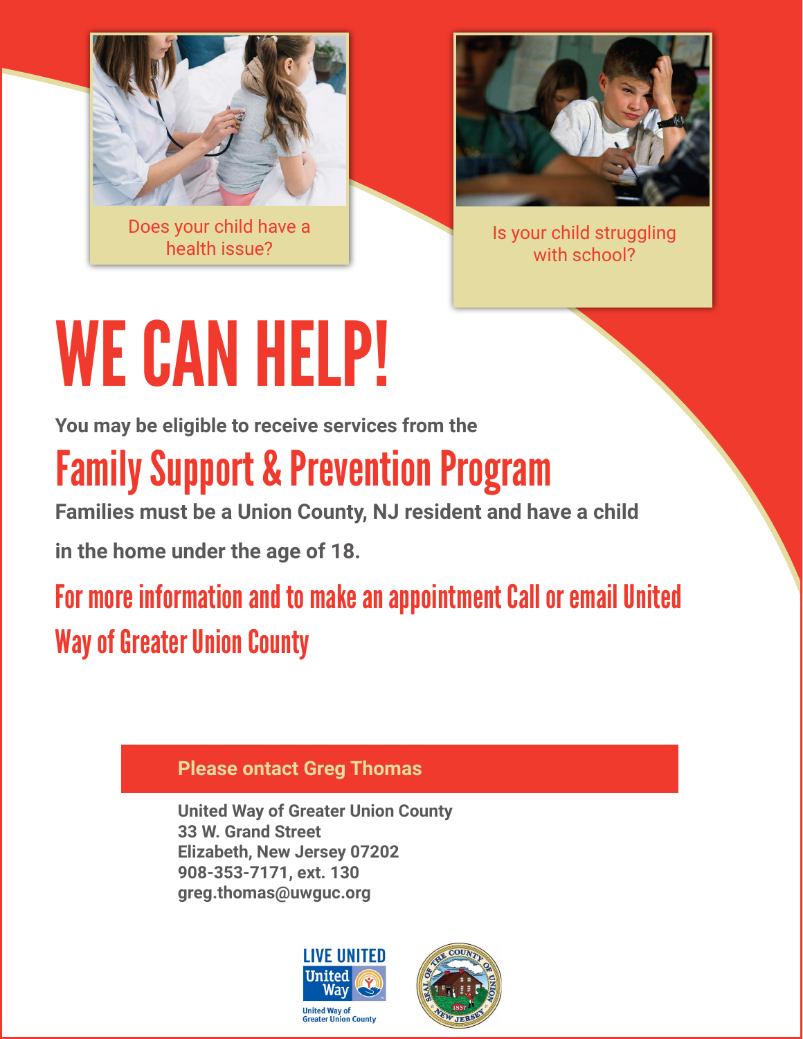Does your child have a health issue?

Is your child struggling with school?

# WE CAN HELP!

**You may be eligible to receive services from the**

## Family Support & Prevention Program

**Families must be a Union County, NJ resident and have a child in the home under the age of 18.**

### For more information and to make an appointment Call or email United Way of Greater Union County

**Please ontact Greg Thomas**

**United Way of Greater Union County**
**33 W. Grand Street**
**Elizabeth, New Jersey 07202**
**908-353-7171, ext. 130**
**greg.thomas@uwguc.org**

LIVE UNITED
United Way
United Way of Greater Union County

SEAL OF THE COUNTY OF UNION NEW JERSEY 1857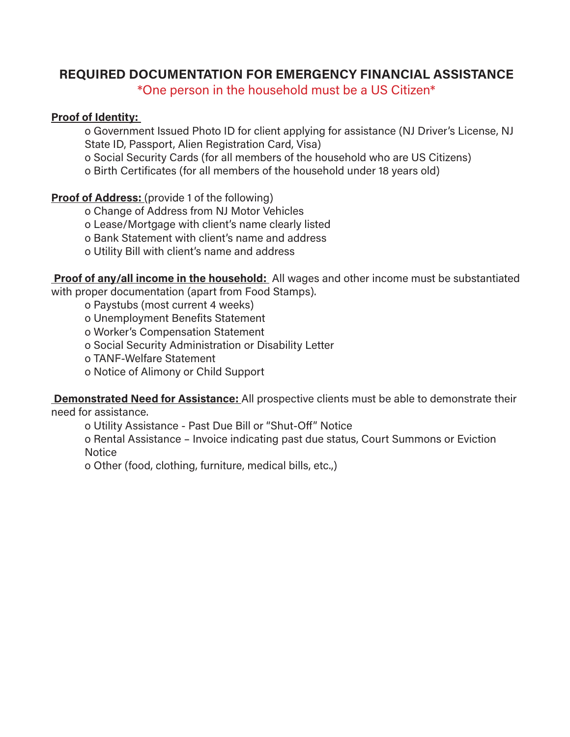## REQUIRED DOCUMENTATION FOR EMERGENCY FINANCIAL ASSISTANCE

*One person in the household must be a US Citizen*

**Proof of Identity:**

- Government Issued Photo ID for client applying for assistance (NJ Driver's License, NJ State ID, Passport, Alien Registration Card, Visa)
- Social Security Cards (for all members of the household who are US Citizens)
- Birth Certificates (for all members of the household under 18 years old)

**Proof of Address:** (provide 1 of the following)

- Change of Address from NJ Motor Vehicles
- Lease/Mortgage with client's name clearly listed
- Bank Statement with client's name and address
- Utility Bill with client's name and address

**Proof of any/all income in the household:** All wages and other income must be substantiated with proper documentation (apart from Food Stamps).

- Paystubs (most current 4 weeks)
- Unemployment Benefits Statement
- Worker's Compensation Statement
- Social Security Administration or Disability Letter
- TANF-Welfare Statement
- Notice of Alimony or Child Support

**Demonstrated Need for Assistance:** All prospective clients must be able to demonstrate their need for assistance.

- Utility Assistance - Past Due Bill or "Shut-Off" Notice
- Rental Assistance – Invoice indicating past due status, Court Summons or Eviction Notice
- Other (food, clothing, furniture, medical bills, etc.,)